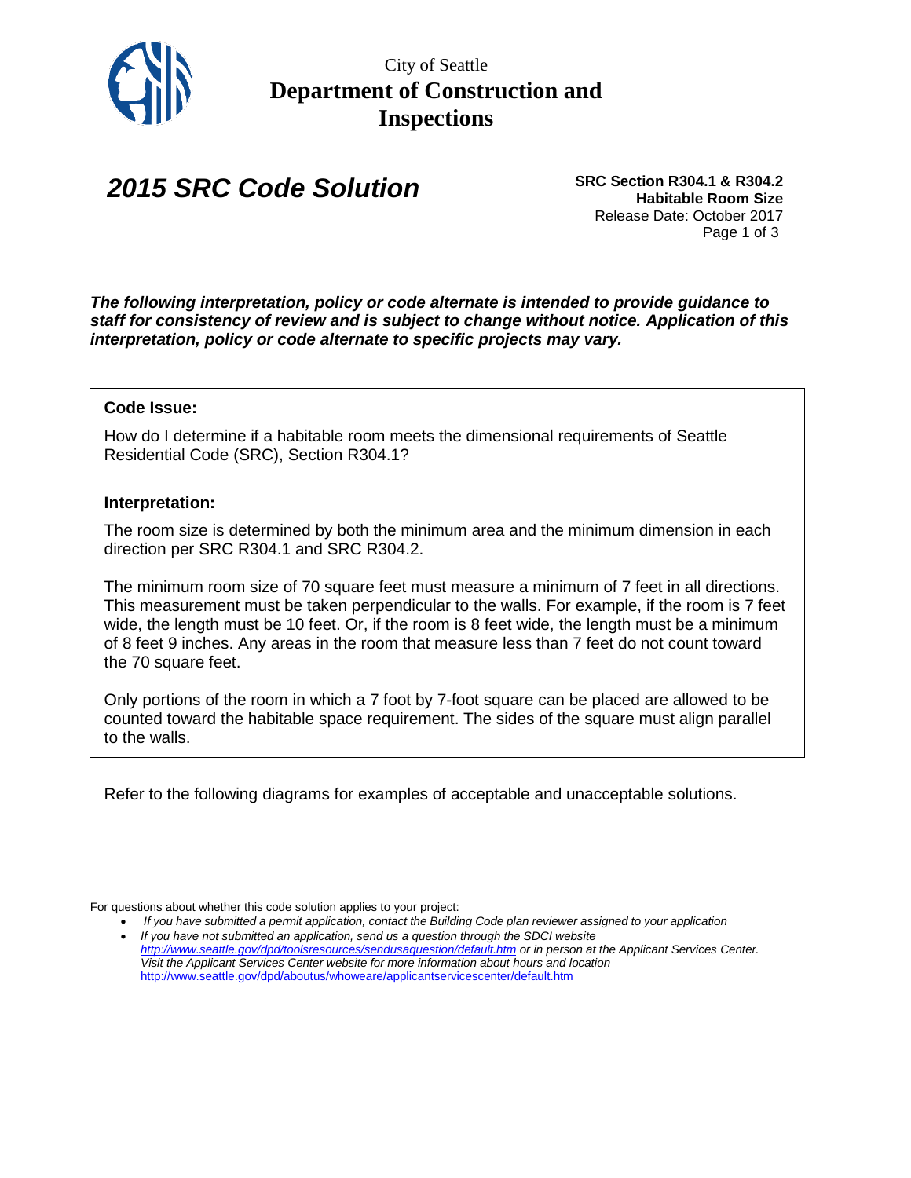City of Seattle

**Department of Construction and Inspections**

# *2015 SRC Code Solution*

**SRC Section R304.1 & R304.2**
**Habitable Room Size**
Release Date: October 2017

***The following interpretation, policy or code alternate is intended to provide guidance to staff for consistency of review and is subject to change without notice. Application of this interpretation, policy or code alternate to specific projects may vary.***

**Code Issue:**

How do I determine if a habitable room meets the dimensional requirements of Seattle Residential Code (SRC), Section R304.1?

**Interpretation:**

The room size is determined by both the minimum area and the minimum dimension in each direction per SRC R304.1 and SRC R304.2.

The minimum room size of 70 square feet must measure a minimum of 7 feet in all directions. This measurement must be taken perpendicular to the walls. For example, if the room is 7 feet wide, the length must be 10 feet. Or, if the room is 8 feet wide, the length must be a minimum of 8 feet 9 inches. Any areas in the room that measure less than 7 feet do not count toward the 70 square feet.

Only portions of the room in which a 7 foot by 7-foot square can be placed are allowed to be counted toward the habitable space requirement. The sides of the square must align parallel to the walls.

Refer to the following diagrams for examples of acceptable and unacceptable solutions.

For questions about whether this code solution applies to your project:

- *If you have submitted a permit application, contact the Building Code plan reviewer assigned to your application*
- *If you have not submitted an application, send us a question through the SDCI website [http://www.seattle.gov/dpd/toolsresources/sendusaquestion/default.htm](http://www.seattle.gov/dpd/toolsresources/sendusaquestion/default.htm) or in person at the Applicant Services Center. Visit the Applicant Services Center website for more information about hours and location* [http://www.seattle.gov/dpd/aboutus/whoweare/applicantservicescenter/default.htm](http://www.seattle.gov/dpd/aboutus/whoweare/applicantservicescenter/default.htm)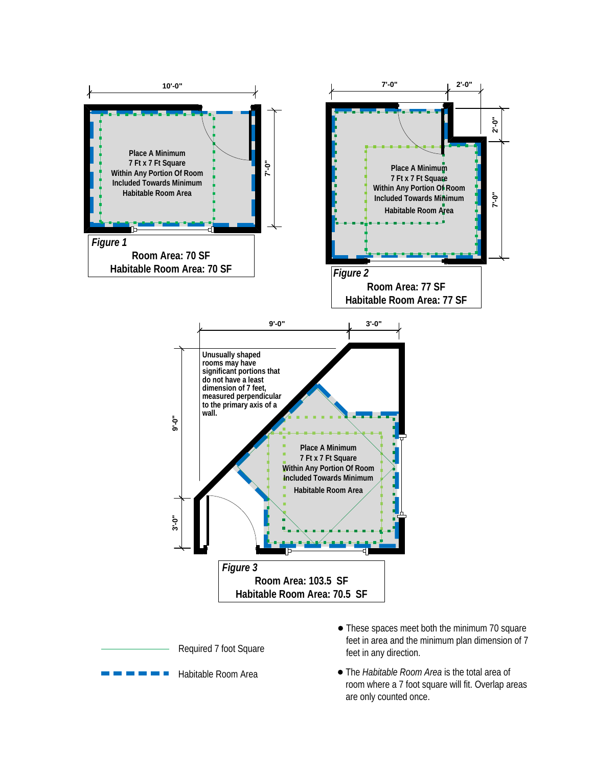10'-0"

7'-0"

Place A Minimum
7 Ft x 7 Ft Square
Within Any Portion Of Room
Included Towards Minimum
Habitable Room Area

*Figure 1*

**Room Area: 70 SF**
**Habitable Room Area: 70 SF**

7'-0"    2'-0"

2'-0"

7'-0"

Place A Minimum
7 Ft x 7 Ft Square
Within Any Portion Of Room
Included Towards Minimum
Habitable Room Area

*Figure 2*

**Room Area: 77 SF**
**Habitable Room Area: 77 SF**

9'-0"    3'-0"

9'-0"

3'-0"

Unusually shaped rooms may have significant portions that do not have a least dimension of 7 feet, measured perpendicular to the primary axis of a wall.

Place A Minimum
7 Ft x 7 Ft Square
Within Any Portion Of Room
Included Towards Minimum
Habitable Room Area

*Figure 3*

**Room Area: 103.5 SF**
**Habitable Room Area: 70.5 SF**

Required 7 foot Square

Habitable Room Area

- These spaces meet both the minimum 70 square feet in area and the minimum plan dimension of 7 feet in any direction.
- The *Habitable Room Area* is the total area of room where a 7 foot square will fit. Overlap areas are only counted once.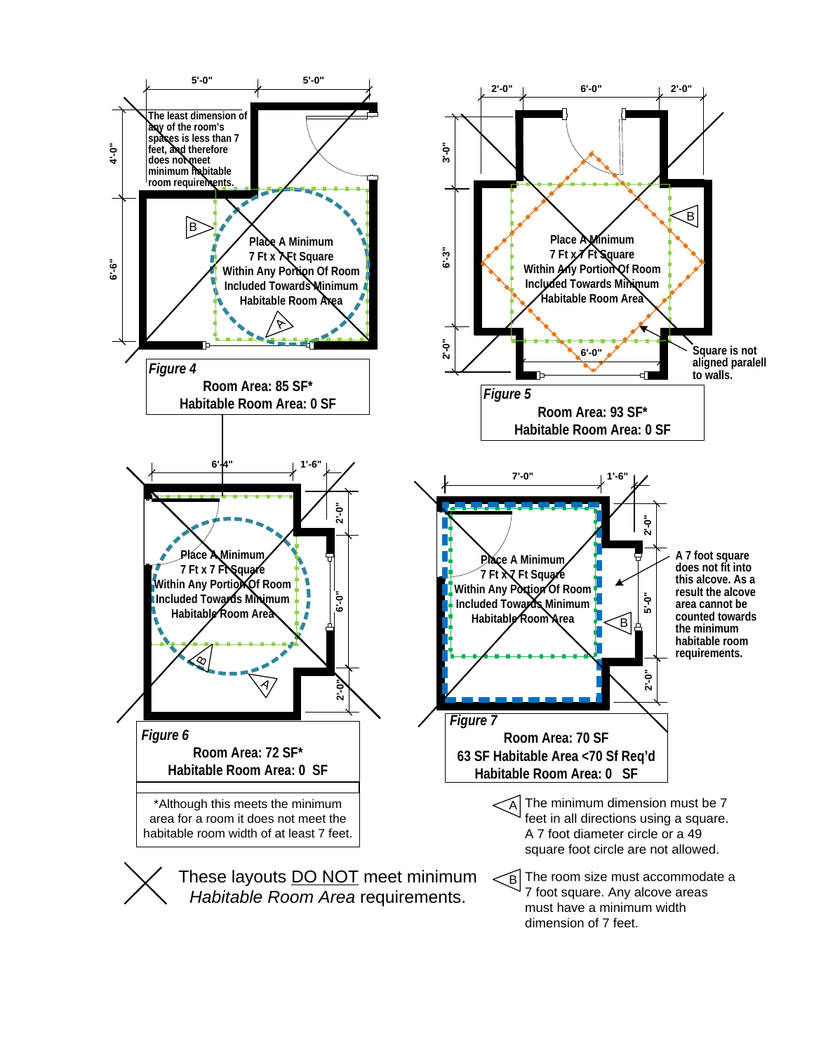5'-0" 5'-0"

4'-0"

6'-6"

The least dimension of any of the room's spaces is less than 7 feet, and therefore does not meet minimum habitable room requirements.

B

Place A Minimum 7 Ft x 7 Ft Square Within Any Portion Of Room Included Towards Minimum Habitable Room Area

A

*Figure 4*

**Room Area: 85 SF***

**Habitable Room Area: 0 SF**

2'-0" 6'-0" 2'-0"

3'-0"

6'-3"

2'-0"

Place A Minimum 7 Ft x 7 Ft Square Within Any Portion Of Room Included Towards Minimum Habitable Room Area

B

6'-0"

Square is not aligned paralell to walls.

*Figure 5*

**Room Area: 93 SF***

**Habitable Room Area: 0 SF**

6'-4" 1'-6"

2'-0"

6'-0"

2'-0"

Place A Minimum 7 Ft x 7 Ft Square Within Any Portion Of Room Included Towards Minimum Habitable Room Area

B

A

*Figure 6*

**Room Area: 72 SF***

**Habitable Room Area: 0 SF**

*Although this meets the minimum area for a room it does not meet the habitable room width of at least 7 feet.

7'-0" 1'-6"

2'-0"

5'-0"

2'-0"

Place A Minimum 7 Ft x 7 Ft Square Within Any Portion Of Room Included Towards Minimum Habitable Room Area

B

A 7 foot square does not fit into this alcove. As a result the alcove area cannot be counted towards the minimum habitable room requirements.

*Figure 7*

**Room Area: 70 SF**

**63 SF Habitable Area <70 Sf Req'd**

**Habitable Room Area: 0 SF**

These layouts DO NOT meet minimum *Habitable Room Area* requirements.

A — The minimum dimension must be 7 feet in all directions using a square. A 7 foot diameter circle or a 49 square foot circle are not allowed.

B — The room size must accommodate a 7 foot square. Any alcove areas must have a minimum width dimension of 7 feet.